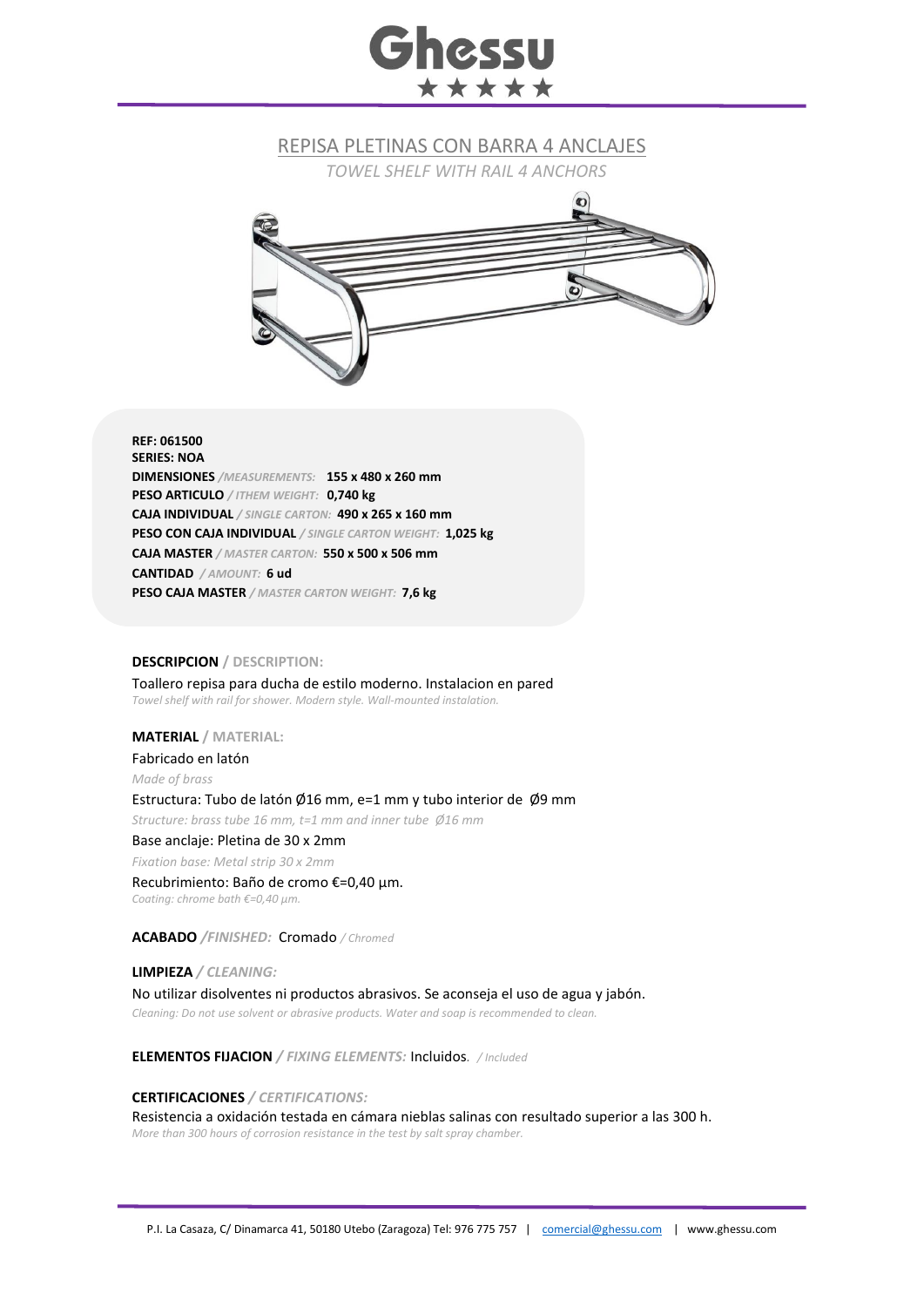# Ghessu

## REPISA PLETINAS CON BARRA 4 ANCLAJES

*TOWEL SHELF WITH RAIL 4 ANCHORS*

**REF: 061500**
**SERIES: NOA**
**DIMENSIONES** */MEASUREMENTS:* **155 x 480 x 260 mm**
**PESO ARTICULO** */ ITHEM WEIGHT:* **0,740 kg**
**CAJA INDIVIDUAL** */ SINGLE CARTON:* **490 x 265 x 160 mm**
**PESO CON CAJA INDIVIDUAL** */ SINGLE CARTON WEIGHT:* **1,025 kg**
**CAJA MASTER** */ MASTER CARTON:* **550 x 500 x 506 mm**
**CANTIDAD** */ AMOUNT:* **6 ud**
**PESO CAJA MASTER** */ MASTER CARTON WEIGHT:* **7,6 kg**

**DESCRIPCION** / **DESCRIPTION:**

Toallero repisa para ducha de estilo moderno. Instalacion en pared

*Towel shelf with rail for shower. Modern style. Wall-mounted instalation.*

**MATERIAL** / **MATERIAL:**

Fabricado en latón

*Made of brass*

Estructura: Tubo de latón Ø16 mm, e=1 mm y tubo interior de Ø9 mm

*Structure: brass tube 16 mm, t=1 mm and inner tube Ø16 mm*

Base anclaje: Pletina de 30 x 2mm

*Fixation base: Metal strip 30 x 2mm*

Recubrimiento: Baño de cromo €=0,40 µm.

*Coating: chrome bath €=0,40 µm.*

**ACABADO** */FINISHED:* Cromado */ Chromed*

**LIMPIEZA** */ CLEANING:*

No utilizar disolventes ni productos abrasivos. Se aconseja el uso de agua y jabón.

*Cleaning: Do not use solvent or abrasive products. Water and soap is recommended to clean.*

**ELEMENTOS FIJACION** */ FIXING ELEMENTS:* Incluidos. */ Included*

**CERTIFICACIONES** */ CERTIFICATIONS:*

Resistencia a oxidación testada en cámara nieblas salinas con resultado superior a las 300 h.

*More than 300 hours of corrosion resistance in the test by salt spray chamber.*

P.I. La Casaza, C/ Dinamarca 41, 50180 Utebo (Zaragoza) Tel: 976 775 757 | comercial@ghessu.com | www.ghessu.com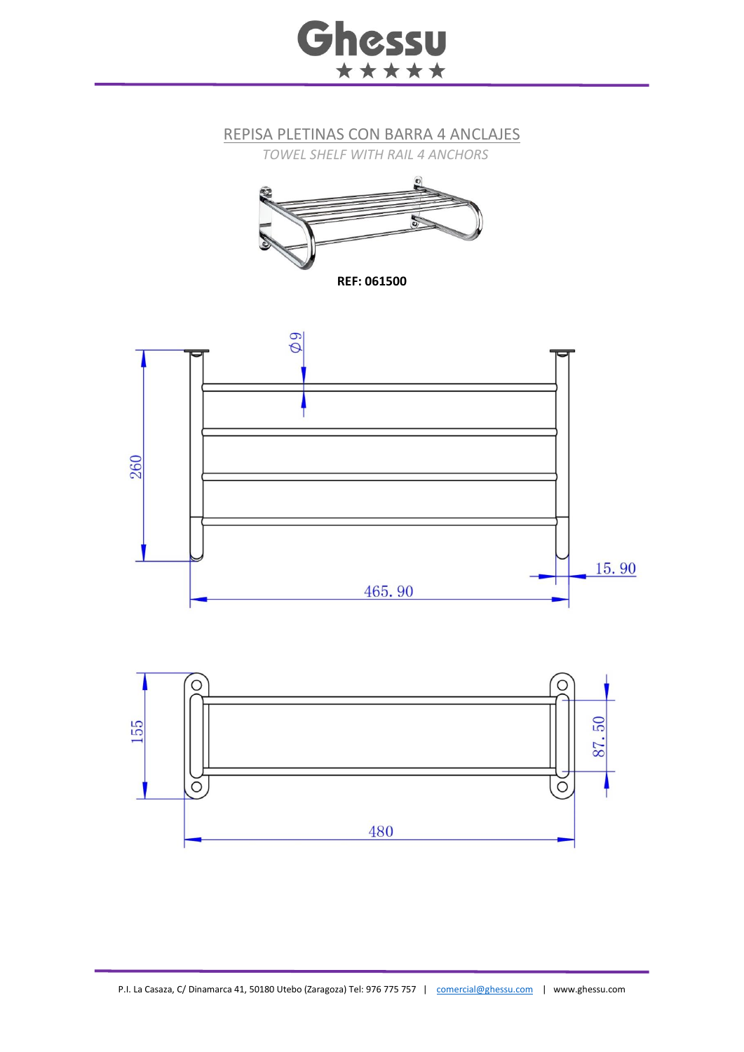# REPISA PLETINAS CON BARRA 4 ANCLAJES

*TOWEL SHELF WITH RAIL 4 ANCHORS*

**REF: 061500**

Ø9

260

465.90

15.90

155

87.50

480

P.I. La Casaza, C/ Dinamarca 41, 50180 Utebo (Zaragoza) Tel: 976 775 757 | comercial@ghessu.com | www.ghessu.com